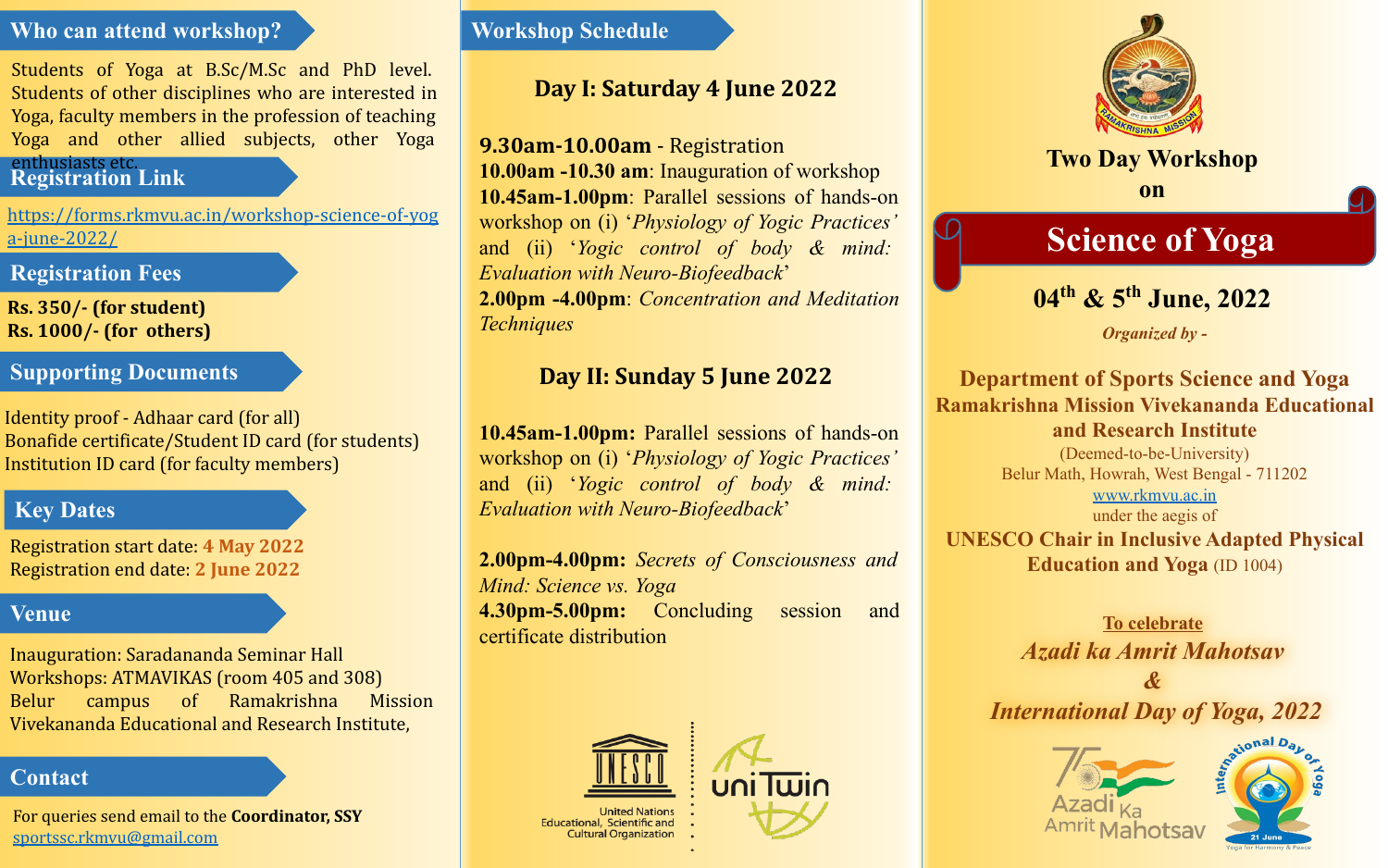## Who can attend workshop?

Students of Yoga at B.Sc/M.Sc and PhD level. Students of other disciplines who are interested in Yoga, faculty members in the profession of teaching Yoga and other allied subjects, other Yoga enthusiasts etc.

## Registration Link

https://forms.rkmvu.ac.in/workshop-science-of-yoga-june-2022/

## Registration Fees

**Rs. 350/- (for student)**
**Rs. 1000/- (for others)**

## Supporting Documents

Identity proof - Adhaar card (for all)
Bonafide certificate/Student ID card (for students)
Institution ID card (for faculty members)

## Key Dates

Registration start date: **4 May 2022**
Registration end date: **2 June 2022**

## Venue

Inauguration: Saradananda Seminar Hall
Workshops: ATMAVIKAS (room 405 and 308)
Belur campus of Ramakrishna Mission Vivekananda Educational and Research Institute,

## Contact

For queries send email to the **Coordinator, SSY**
sportssc.rkmvu@gmail.com

## Workshop Schedule

### Day I: Saturday 4 June 2022

**9.30am-10.00am** - Registration
**10.00am -10.30 am**: Inauguration of workshop
**10.45am-1.00pm**: Parallel sessions of hands-on workshop on (i) '*Physiology of Yogic Practices'* and (ii) '*Yogic control of body & mind: Evaluation with Neuro-Biofeedback*'
**2.00pm -4.00pm**: *Concentration and Meditation Techniques*

### Day II: Sunday 5 June 2022

**10.45am-1.00pm:** Parallel sessions of hands-on workshop on (i) '*Physiology of Yogic Practices'* and (ii) '*Yogic control of body & mind: Evaluation with Neuro-Biofeedback*'

**2.00pm-4.00pm:** *Secrets of Consciousness and Mind: Science vs. Yoga*
**4.30pm-5.00pm:** Concluding session and certificate distribution

UNESCO
United Nations Educational, Scientific and Cultural Organization

uniTwin

# Two Day Workshop on

# Science of Yoga

## 04th & 5th June, 2022

*Organized by -*

**Department of Sports Science and Yoga**
**Ramakrishna Mission Vivekananda Educational and Research Institute**
(Deemed-to-be-University)
Belur Math, Howrah, West Bengal - 711202
www.rkmvu.ac.in
under the aegis of
**UNESCO Chair in Inclusive Adapted Physical Education and Yoga** (ID 1004)

**To celebrate**

***Azadi ka Amrit Mahotsav***
***&***
***International Day of Yoga, 2022***

Azadi Ka Amrit Mahotsav

International Day of Yoga
21 June
Yoga for Harmony & Peace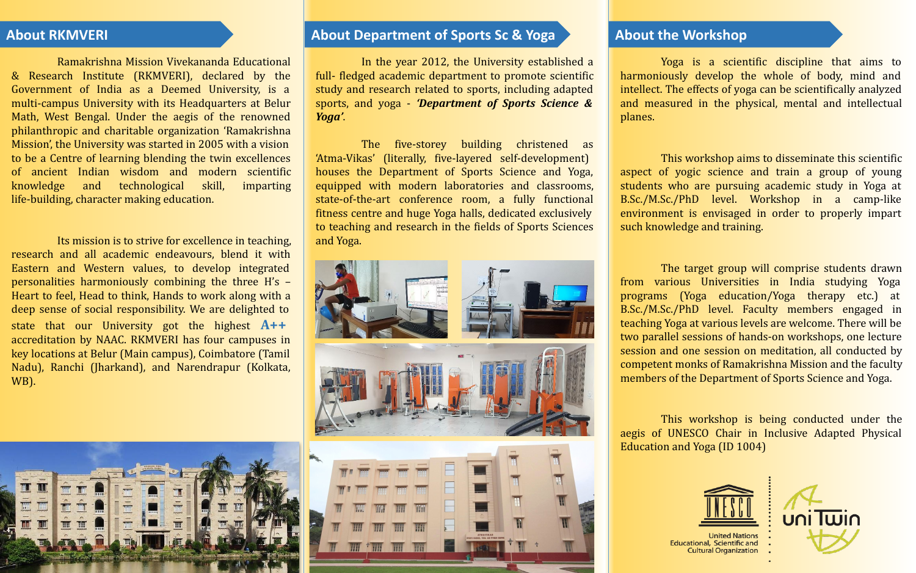## About RKMVERI

Ramakrishna Mission Vivekananda Educational & Research Institute (RKMVERI), declared by the Government of India as a Deemed University, is a multi-campus University with its Headquarters at Belur Math, West Bengal. Under the aegis of the renowned philanthropic and charitable organization 'Ramakrishna Mission', the University was started in 2005 with a vision to be a Centre of learning blending the twin excellences of ancient Indian wisdom and modern scientific knowledge and technological skill, imparting life-building, character making education.

Its mission is to strive for excellence in teaching, research and all academic endeavours, blend it with Eastern and Western values, to develop integrated personalities harmoniously combining the three H's – Heart to feel, Head to think, Hands to work along with a deep sense of social responsibility. We are delighted to state that our University got the highest **A++** accreditation by NAAC. RKMVERI has four campuses in key locations at Belur (Main campus), Coimbatore (Tamil Nadu), Ranchi (Jharkand), and Narendrapur (Kolkata, WB).

## About Department of Sports Sc & Yoga

In the year 2012, the University established a full- fledged academic department to promote scientific study and research related to sports, including adapted sports, and yoga - ***'Department of Sports Science & Yoga'***.

The five-storey building christened as 'Atma-Vikas' (literally, five-layered self-development) houses the Department of Sports Science and Yoga, equipped with modern laboratories and classrooms, state-of-the-art conference room, a fully functional fitness centre and huge Yoga halls, dedicated exclusively to teaching and research in the fields of Sports Sciences and Yoga.

## About the Workshop

Yoga is a scientific discipline that aims to harmoniously develop the whole of body, mind and intellect. The effects of yoga can be scientifically analyzed and measured in the physical, mental and intellectual planes.

This workshop aims to disseminate this scientific aspect of yogic science and train a group of young students who are pursuing academic study in Yoga at B.Sc./M.Sc./PhD level. Workshop in a camp-like environment is envisaged in order to properly impart such knowledge and training.

The target group will comprise students drawn from various Universities in India studying Yoga programs (Yoga education/Yoga therapy etc.) at B.Sc./M.Sc./PhD level. Faculty members engaged in teaching Yoga at various levels are welcome. There will be two parallel sessions of hands-on workshops, one lecture session and one session on meditation, all conducted by competent monks of Ramakrishna Mission and the faculty members of the Department of Sports Science and Yoga.

This workshop is being conducted under the aegis of UNESCO Chair in Inclusive Adapted Physical Education and Yoga (ID 1004)

United Nations Educational, Scientific and Cultural Organization

uniTwin